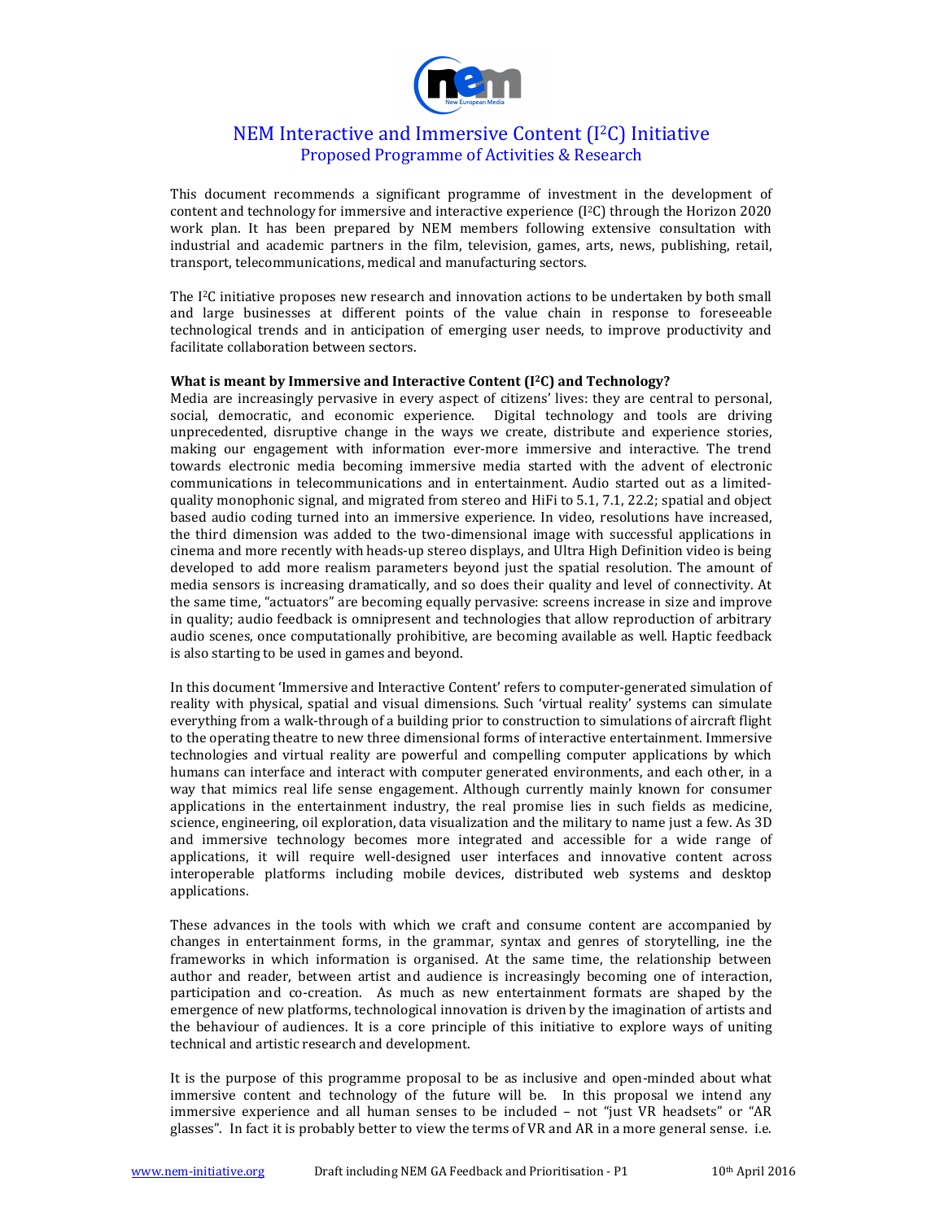# NEM Interactive and Immersive Content ($I^2C$) Initiative

## Proposed Programme of Activities & Research

This document recommends a significant programme of investment in the development of content and technology for immersive and interactive experience ($I^2C$) through the Horizon 2020 work plan. It has been prepared by NEM members following extensive consultation with industrial and academic partners in the film, television, games, arts, news, publishing, retail, transport, telecommunications, medical and manufacturing sectors.

The $I^2C$ initiative proposes new research and innovation actions to be undertaken by both small and large businesses at different points of the value chain in response to foreseeable technological trends and in anticipation of emerging user needs, to improve productivity and facilitate collaboration between sectors.

**What is meant by Immersive and Interactive Content ($I^2C$) and Technology?**

Media are increasingly pervasive in every aspect of citizens' lives: they are central to personal, social, democratic, and economic experience. Digital technology and tools are driving unprecedented, disruptive change in the ways we create, distribute and experience stories, making our engagement with information ever-more immersive and interactive. The trend towards electronic media becoming immersive media started with the advent of electronic communications in telecommunications and in entertainment. Audio started out as a limited-quality monophonic signal, and migrated from stereo and HiFi to 5.1, 7.1, 22.2; spatial and object based audio coding turned into an immersive experience. In video, resolutions have increased, the third dimension was added to the two-dimensional image with successful applications in cinema and more recently with heads-up stereo displays, and Ultra High Definition video is being developed to add more realism parameters beyond just the spatial resolution. The amount of media sensors is increasing dramatically, and so does their quality and level of connectivity. At the same time, "actuators" are becoming equally pervasive: screens increase in size and improve in quality; audio feedback is omnipresent and technologies that allow reproduction of arbitrary audio scenes, once computationally prohibitive, are becoming available as well. Haptic feedback is also starting to be used in games and beyond.

In this document 'Immersive and Interactive Content' refers to computer-generated simulation of reality with physical, spatial and visual dimensions. Such 'virtual reality' systems can simulate everything from a walk-through of a building prior to construction to simulations of aircraft flight to the operating theatre to new three dimensional forms of interactive entertainment. Immersive technologies and virtual reality are powerful and compelling computer applications by which humans can interface and interact with computer generated environments, and each other, in a way that mimics real life sense engagement. Although currently mainly known for consumer applications in the entertainment industry, the real promise lies in such fields as medicine, science, engineering, oil exploration, data visualization and the military to name just a few. As 3D and immersive technology becomes more integrated and accessible for a wide range of applications, it will require well-designed user interfaces and innovative content across interoperable platforms including mobile devices, distributed web systems and desktop applications.

These advances in the tools with which we craft and consume content are accompanied by changes in entertainment forms, in the grammar, syntax and genres of storytelling, ine the frameworks in which information is organised. At the same time, the relationship between author and reader, between artist and audience is increasingly becoming one of interaction, participation and co-creation. As much as new entertainment formats are shaped by the emergence of new platforms, technological innovation is driven by the imagination of artists and the behaviour of audiences. It is a core principle of this initiative to explore ways of uniting technical and artistic research and development.

It is the purpose of this programme proposal to be as inclusive and open-minded about what immersive content and technology of the future will be. In this proposal we intend any immersive experience and all human senses to be included – not "just VR headsets" or "AR glasses". In fact it is probably better to view the terms of VR and AR in a more general sense. i.e.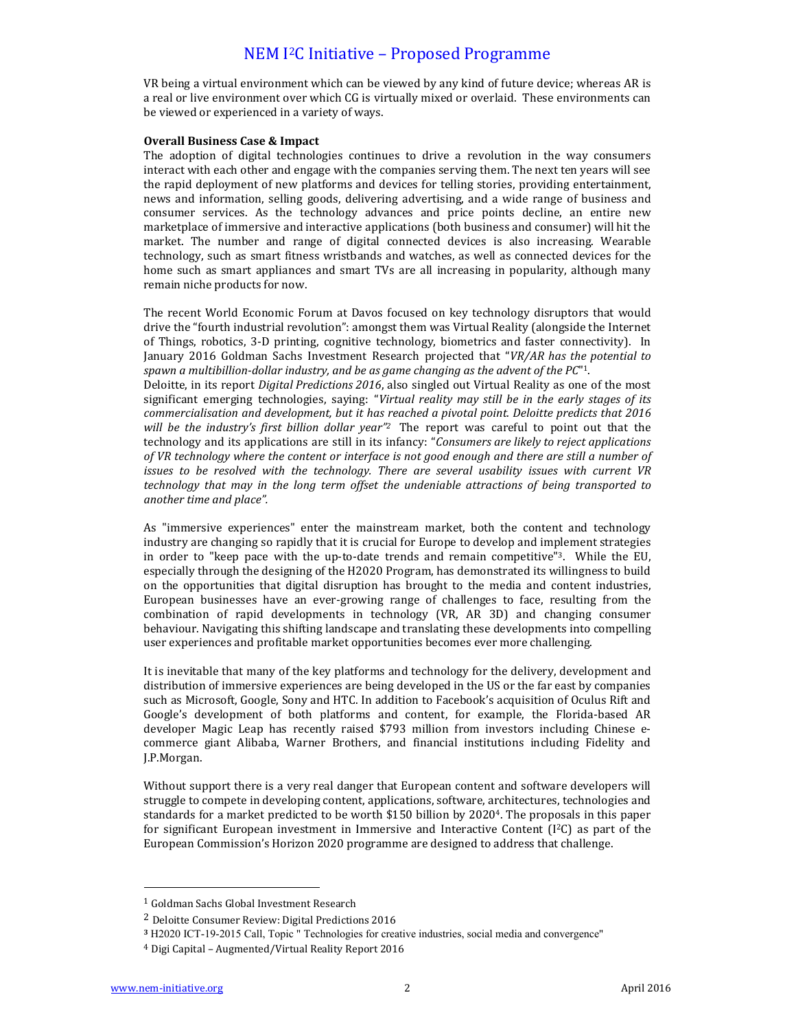VR being a virtual environment which can be viewed by any kind of future device; whereas AR is a real or live environment over which CG is virtually mixed or overlaid. These environments can be viewed or experienced in a variety of ways.

**Overall Business Case & Impact**

The adoption of digital technologies continues to drive a revolution in the way consumers interact with each other and engage with the companies serving them. The next ten years will see the rapid deployment of new platforms and devices for telling stories, providing entertainment, news and information, selling goods, delivering advertising, and a wide range of business and consumer services. As the technology advances and price points decline, an entire new marketplace of immersive and interactive applications (both business and consumer) will hit the market. The number and range of digital connected devices is also increasing. Wearable technology, such as smart fitness wristbands and watches, as well as connected devices for the home such as smart appliances and smart TVs are all increasing in popularity, although many remain niche products for now.

The recent World Economic Forum at Davos focused on key technology disruptors that would drive the "fourth industrial revolution": amongst them was Virtual Reality (alongside the Internet of Things, robotics, 3-D printing, cognitive technology, biometrics and faster connectivity). In January 2016 Goldman Sachs Investment Research projected that "*VR/AR has the potential to spawn a multibillion-dollar industry, and be as game changing as the advent of the PC*"[1].

Deloitte, in its report *Digital Predictions 2016*, also singled out Virtual Reality as one of the most significant emerging technologies, saying: "*Virtual reality may still be in the early stages of its commercialisation and development, but it has reached a pivotal point. Deloitte predicts that 2016 will be the industry's first billion dollar year*"[2] The report was careful to point out that the technology and its applications are still in its infancy: "*Consumers are likely to reject applications of VR technology where the content or interface is not good enough and there are still a number of issues to be resolved with the technology. There are several usability issues with current VR technology that may in the long term offset the undeniable attractions of being transported to another time and place".*

As "immersive experiences" enter the mainstream market, both the content and technology industry are changing so rapidly that it is crucial for Europe to develop and implement strategies in order to "keep pace with the up-to-date trends and remain competitive"[3]. While the EU, especially through the designing of the H2020 Program, has demonstrated its willingness to build on the opportunities that digital disruption has brought to the media and content industries, European businesses have an ever-growing range of challenges to face, resulting from the combination of rapid developments in technology (VR, AR 3D) and changing consumer behaviour. Navigating this shifting landscape and translating these developments into compelling user experiences and profitable market opportunities becomes ever more challenging.

It is inevitable that many of the key platforms and technology for the delivery, development and distribution of immersive experiences are being developed in the US or the far east by companies such as Microsoft, Google, Sony and HTC. In addition to Facebook's acquisition of Oculus Rift and Google's development of both platforms and content, for example, the Florida-based AR developer Magic Leap has recently raised $793 million from investors including Chinese e-commerce giant Alibaba, Warner Brothers, and financial institutions including Fidelity and J.P.Morgan.

Without support there is a very real danger that European content and software developers will struggle to compete in developing content, applications, software, architectures, technologies and standards for a market predicted to be worth $150 billion by 2020[4]. The proposals in this paper for significant European investment in Immersive and Interactive Content (I²C) as part of the European Commission's Horizon 2020 programme are designed to address that challenge.

---

[1] Goldman Sachs Global Investment Research

[2] Deloitte Consumer Review: Digital Predictions 2016

[3] H2020 ICT-19-2015 Call, Topic " Technologies for creative industries, social media and convergence"

[4] Digi Capital – Augmented/Virtual Reality Report 2016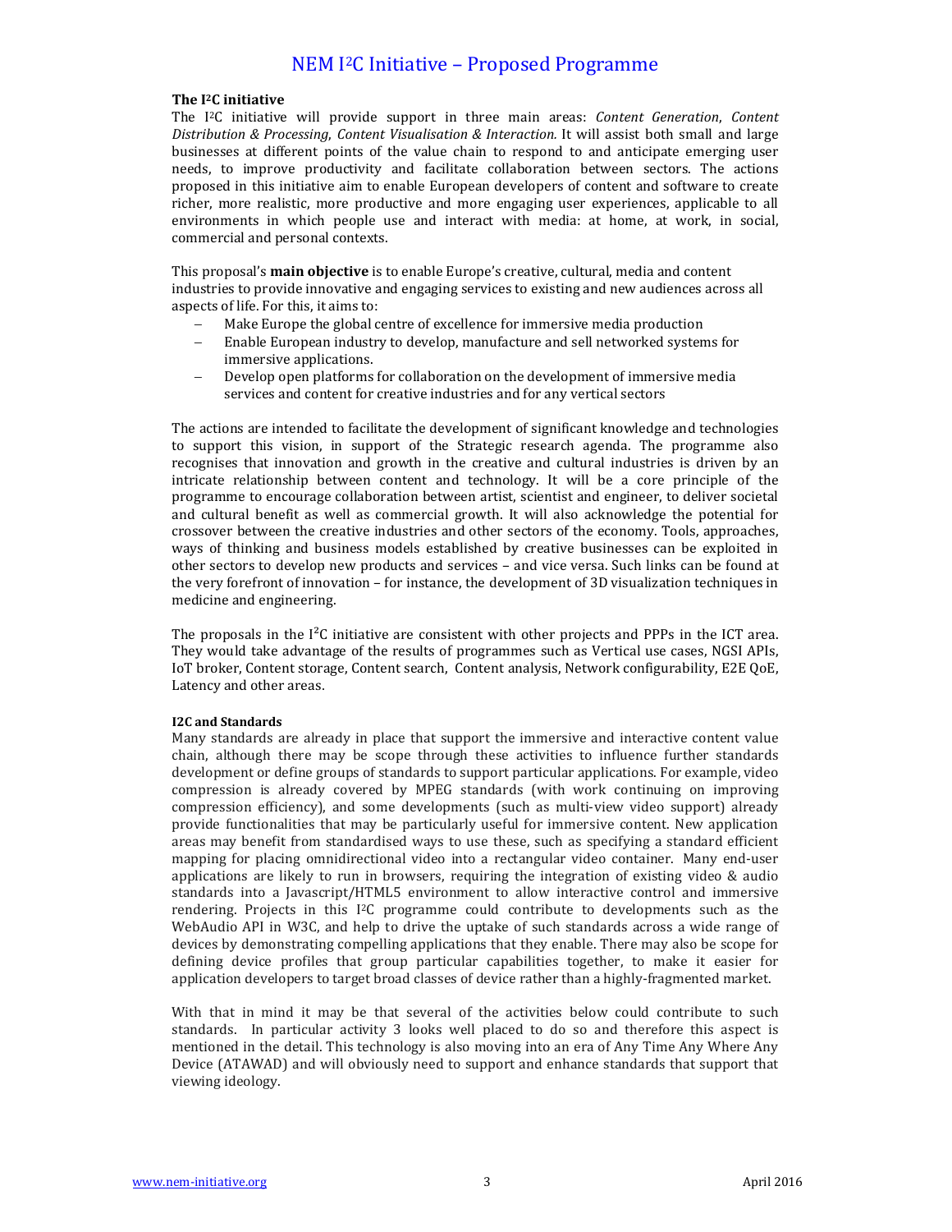**The I²C initiative**

The I²C initiative will provide support in three main areas: *Content Generation*, *Content Distribution & Processing*, *Content Visualisation & Interaction.* It will assist both small and large businesses at different points of the value chain to respond to and anticipate emerging user needs, to improve productivity and facilitate collaboration between sectors. The actions proposed in this initiative aim to enable European developers of content and software to create richer, more realistic, more productive and more engaging user experiences, applicable to all environments in which people use and interact with media: at home, at work, in social, commercial and personal contexts.

This proposal's **main objective** is to enable Europe's creative, cultural, media and content industries to provide innovative and engaging services to existing and new audiences across all aspects of life. For this, it aims to:

- Make Europe the global centre of excellence for immersive media production
- Enable European industry to develop, manufacture and sell networked systems for immersive applications.
- Develop open platforms for collaboration on the development of immersive media services and content for creative industries and for any vertical sectors

The actions are intended to facilitate the development of significant knowledge and technologies to support this vision, in support of the Strategic research agenda. The programme also recognises that innovation and growth in the creative and cultural industries is driven by an intricate relationship between content and technology. It will be a core principle of the programme to encourage collaboration between artist, scientist and engineer, to deliver societal and cultural benefit as well as commercial growth. It will also acknowledge the potential for crossover between the creative industries and other sectors of the economy. Tools, approaches, ways of thinking and business models established by creative businesses can be exploited in other sectors to develop new products and services – and vice versa. Such links can be found at the very forefront of innovation – for instance, the development of 3D visualization techniques in medicine and engineering.

The proposals in the I²C initiative are consistent with other projects and PPPs in the ICT area. They would take advantage of the results of programmes such as Vertical use cases, NGSI APIs, IoT broker, Content storage, Content search, Content analysis, Network configurability, E2E QoE, Latency and other areas.

**I2C and Standards**

Many standards are already in place that support the immersive and interactive content value chain, although there may be scope through these activities to influence further standards development or define groups of standards to support particular applications. For example, video compression is already covered by MPEG standards (with work continuing on improving compression efficiency), and some developments (such as multi-view video support) already provide functionalities that may be particularly useful for immersive content. New application areas may benefit from standardised ways to use these, such as specifying a standard efficient mapping for placing omnidirectional video into a rectangular video container. Many end-user applications are likely to run in browsers, requiring the integration of existing video & audio standards into a Javascript/HTML5 environment to allow interactive control and immersive rendering. Projects in this I²C programme could contribute to developments such as the WebAudio API in W3C, and help to drive the uptake of such standards across a wide range of devices by demonstrating compelling applications that they enable. There may also be scope for defining device profiles that group particular capabilities together, to make it easier for application developers to target broad classes of device rather than a highly-fragmented market.

With that in mind it may be that several of the activities below could contribute to such standards. In particular activity 3 looks well placed to do so and therefore this aspect is mentioned in the detail. This technology is also moving into an era of Any Time Any Where Any Device (ATAWAD) and will obviously need to support and enhance standards that support that viewing ideology.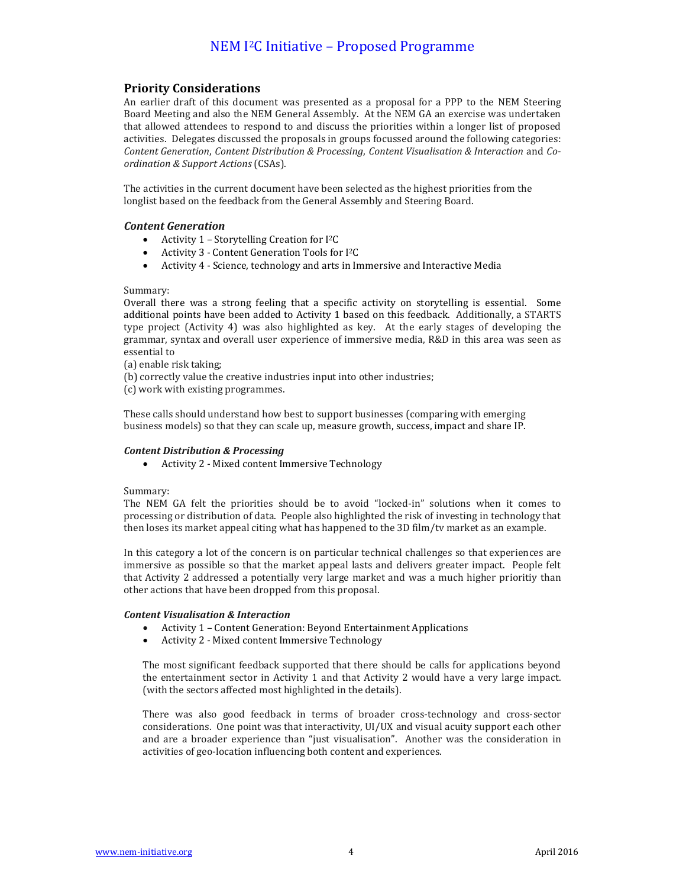## Priority Considerations

An earlier draft of this document was presented as a proposal for a PPP to the NEM Steering Board Meeting and also the NEM General Assembly. At the NEM GA an exercise was undertaken that allowed attendees to respond to and discuss the priorities within a longer list of proposed activities. Delegates discussed the proposals in groups focussed around the following categories: *Content Generation*, *Content Distribution & Processing*, *Content Visualisation & Interaction* and *Co-ordination & Support Actions* (CSAs).

The activities in the current document have been selected as the highest priorities from the longlist based on the feedback from the General Assembly and Steering Board.

### *Content Generation*

- Activity 1 – Storytelling Creation for I²C
- Activity 3 - Content Generation Tools for I²C
- Activity 4 - Science, technology and arts in Immersive and Interactive Media

Summary:

Overall there was a strong feeling that a specific activity on storytelling is essential. Some additional points have been added to Activity 1 based on this feedback. Additionally, a STARTS type project (Activity 4) was also highlighted as key. At the early stages of developing the grammar, syntax and overall user experience of immersive media, R&D in this area was seen as essential to

(a) enable risk taking;

(b) correctly value the creative industries input into other industries;

(c) work with existing programmes.

These calls should understand how best to support businesses (comparing with emerging business models) so that they can scale up, measure growth, success, impact and share IP.

### *Content Distribution & Processing*

- Activity 2 - Mixed content Immersive Technology

Summary:

The NEM GA felt the priorities should be to avoid "locked-in" solutions when it comes to processing or distribution of data. People also highlighted the risk of investing in technology that then loses its market appeal citing what has happened to the 3D film/tv market as an example.

In this category a lot of the concern is on particular technical challenges so that experiences are immersive as possible so that the market appeal lasts and delivers greater impact. People felt that Activity 2 addressed a potentially very large market and was a much higher prioritiy than other actions that have been dropped from this proposal.

### *Content Visualisation & Interaction*

- Activity 1 – Content Generation: Beyond Entertainment Applications
- Activity 2 - Mixed content Immersive Technology

The most significant feedback supported that there should be calls for applications beyond the entertainment sector in Activity 1 and that Activity 2 would have a very large impact. (with the sectors affected most highlighted in the details).

There was also good feedback in terms of broader cross-technology and cross-sector considerations. One point was that interactivity, UI/UX and visual acuity support each other and are a broader experience than "just visualisation". Another was the consideration in activities of geo-location influencing both content and experiences.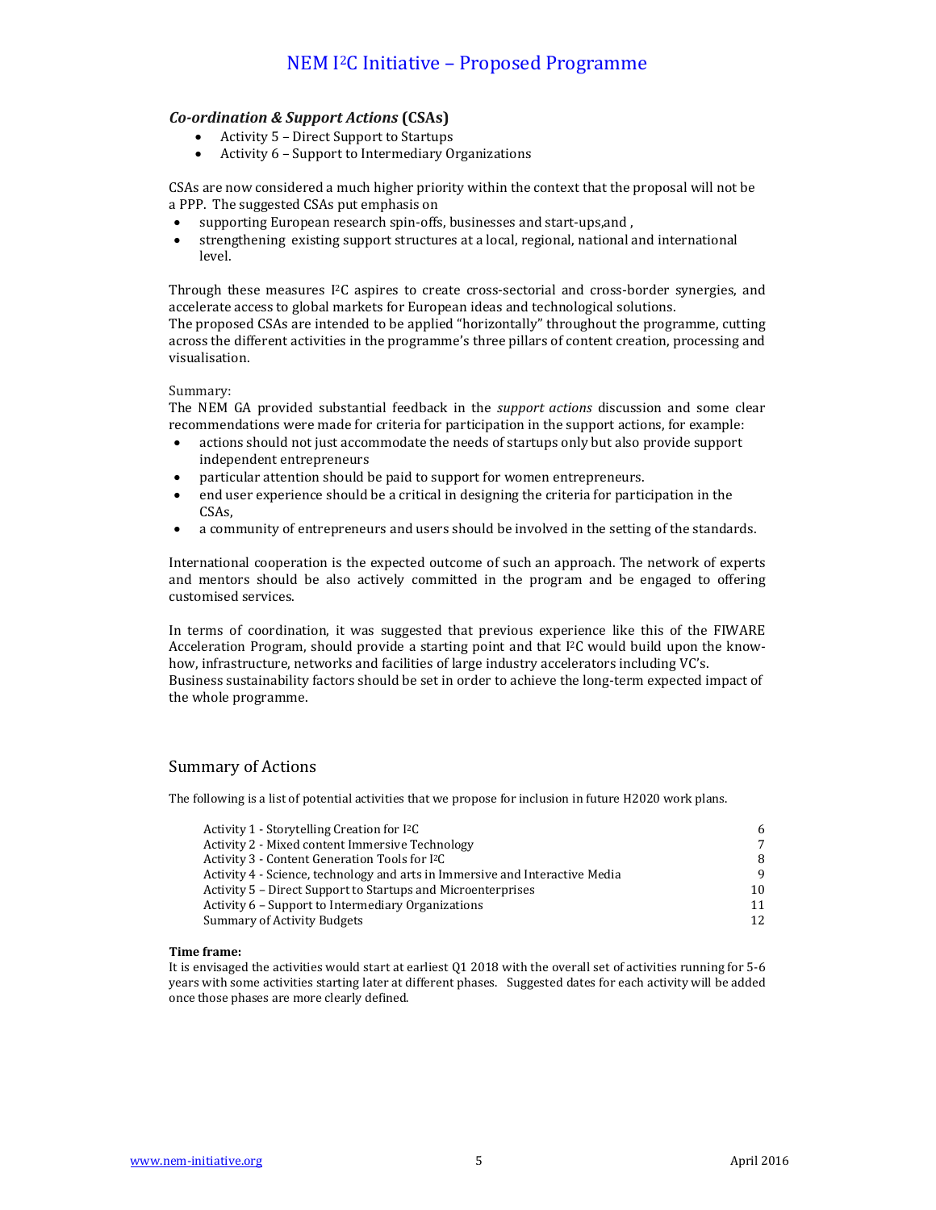### ***Co-ordination & Support Actions*** **(CSAs)**

- Activity 5 – Direct Support to Startups
- Activity 6 – Support to Intermediary Organizations

CSAs are now considered a much higher priority within the context that the proposal will not be a PPP. The suggested CSAs put emphasis on

- supporting European research spin-offs, businesses and start-ups,and ,
- strengthening existing support structures at a local, regional, national and international level.

Through these measures I²C aspires to create cross-sectorial and cross-border synergies, and accelerate access to global markets for European ideas and technological solutions.
The proposed CSAs are intended to be applied "horizontally" throughout the programme, cutting across the different activities in the programme's three pillars of content creation, processing and visualisation.

Summary:
The NEM GA provided substantial feedback in the *support actions* discussion and some clear recommendations were made for criteria for participation in the support actions, for example:

- actions should not just accommodate the needs of startups only but also provide support independent entrepreneurs
- particular attention should be paid to support for women entrepreneurs.
- end user experience should be a critical in designing the criteria for participation in the CSAs,
- a community of entrepreneurs and users should be involved in the setting of the standards.

International cooperation is the expected outcome of such an approach. The network of experts and mentors should be also actively committed in the program and be engaged to offering customised services.

In terms of coordination, it was suggested that previous experience like this of the FIWARE Acceleration Program, should provide a starting point and that I²C would build upon the know-how, infrastructure, networks and facilities of large industry accelerators including VC's.
Business sustainability factors should be set in order to achieve the long-term expected impact of the whole programme.

## Summary of Actions

The following is a list of potential activities that we propose for inclusion in future H2020 work plans.

| | |
|---|---|
| Activity 1 - Storytelling Creation for I²C | 6 |
| Activity 2 - Mixed content Immersive Technology | 7 |
| Activity 3 - Content Generation Tools for I²C | 8 |
| Activity 4 - Science, technology and arts in Immersive and Interactive Media | 9 |
| Activity 5 – Direct Support to Startups and Microenterprises | 10 |
| Activity 6 – Support to Intermediary Organizations | 11 |
| Summary of Activity Budgets | 12 |

**Time frame:**
It is envisaged the activities would start at earliest Q1 2018 with the overall set of activities running for 5-6 years with some activities starting later at different phases. Suggested dates for each activity will be added once those phases are more clearly defined.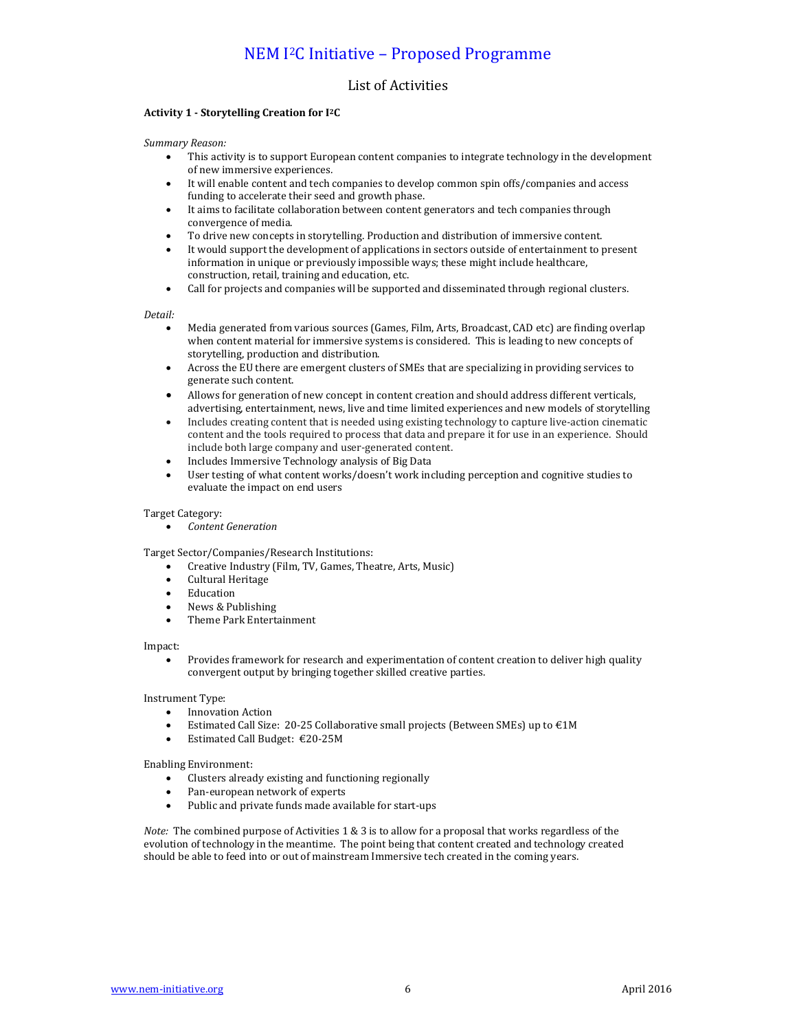# NEM I²C Initiative – Proposed Programme

## List of Activities

### Activity 1 - Storytelling Creation for I²C

*Summary Reason:*

- This activity is to support European content companies to integrate technology in the development of new immersive experiences.
- It will enable content and tech companies to develop common spin offs/companies and access funding to accelerate their seed and growth phase.
- It aims to facilitate collaboration between content generators and tech companies through convergence of media.
- To drive new concepts in storytelling. Production and distribution of immersive content.
- It would support the development of applications in sectors outside of entertainment to present information in unique or previously impossible ways; these might include healthcare, construction, retail, training and education, etc.
- Call for projects and companies will be supported and disseminated through regional clusters.

*Detail:*

- Media generated from various sources (Games, Film, Arts, Broadcast, CAD etc) are finding overlap when content material for immersive systems is considered. This is leading to new concepts of storytelling, production and distribution.
- Across the EU there are emergent clusters of SMEs that are specializing in providing services to generate such content.
- Allows for generation of new concept in content creation and should address different verticals, advertising, entertainment, news, live and time limited experiences and new models of storytelling
- Includes creating content that is needed using existing technology to capture live-action cinematic content and the tools required to process that data and prepare it for use in an experience. Should include both large company and user-generated content.
- Includes Immersive Technology analysis of Big Data
- User testing of what content works/doesn't work including perception and cognitive studies to evaluate the impact on end users

Target Category:

- *Content Generation*

Target Sector/Companies/Research Institutions:

- Creative Industry (Film, TV, Games, Theatre, Arts, Music)
- Cultural Heritage
- Education
- News & Publishing
- Theme Park Entertainment

Impact:

- Provides framework for research and experimentation of content creation to deliver high quality convergent output by bringing together skilled creative parties.

Instrument Type:

- Innovation Action
- Estimated Call Size: 20-25 Collaborative small projects (Between SMEs) up to €1M
- Estimated Call Budget: €20-25M

Enabling Environment:

- Clusters already existing and functioning regionally
- Pan-european network of experts
- Public and private funds made available for start-ups

*Note:* The combined purpose of Activities 1 & 3 is to allow for a proposal that works regardless of the evolution of technology in the meantime. The point being that content created and technology created should be able to feed into or out of mainstream Immersive tech created in the coming years.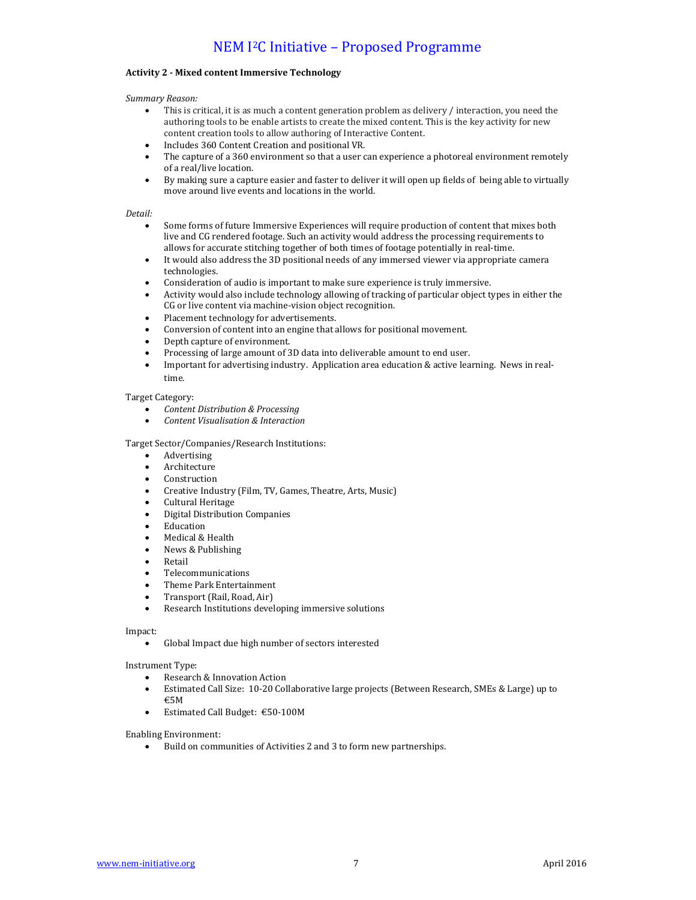**Activity 2 - Mixed content Immersive Technology**

*Summary Reason:*

- This is critical, it is as much a content generation problem as delivery / interaction, you need the authoring tools to be enable artists to create the mixed content. This is the key activity for new content creation tools to allow authoring of Interactive Content.
- Includes 360 Content Creation and positional VR.
- The capture of a 360 environment so that a user can experience a photoreal environment remotely of a real/live location.
- By making sure a capture easier and faster to deliver it will open up fields of being able to virtually move around live events and locations in the world.

*Detail:*

- Some forms of future Immersive Experiences will require production of content that mixes both live and CG rendered footage. Such an activity would address the processing requirements to allows for accurate stitching together of both times of footage potentially in real-time.
- It would also address the 3D positional needs of any immersed viewer via appropriate camera technologies.
- Consideration of audio is important to make sure experience is truly immersive.
- Activity would also include technology allowing of tracking of particular object types in either the CG or live content via machine-vision object recognition.
- Placement technology for advertisements.
- Conversion of content into an engine that allows for positional movement.
- Depth capture of environment.
- Processing of large amount of 3D data into deliverable amount to end user.
- Important for advertising industry. Application area education & active learning. News in real-time.

Target Category:

- *Content Distribution & Processing*
- *Content Visualisation & Interaction*

Target Sector/Companies/Research Institutions:

- Advertising
- Architecture
- Construction
- Creative Industry (Film, TV, Games, Theatre, Arts, Music)
- Cultural Heritage
- Digital Distribution Companies
- Education
- Medical & Health
- News & Publishing
- Retail
- Telecommunications
- Theme Park Entertainment
- Transport (Rail, Road, Air)
- Research Institutions developing immersive solutions

Impact:

- Global Impact due high number of sectors interested

Instrument Type:

- Research & Innovation Action
- Estimated Call Size: 10-20 Collaborative large projects (Between Research, SMEs & Large) up to €5M
- Estimated Call Budget: €50-100M

Enabling Environment:

- Build on communities of Activities 2 and 3 to form new partnerships.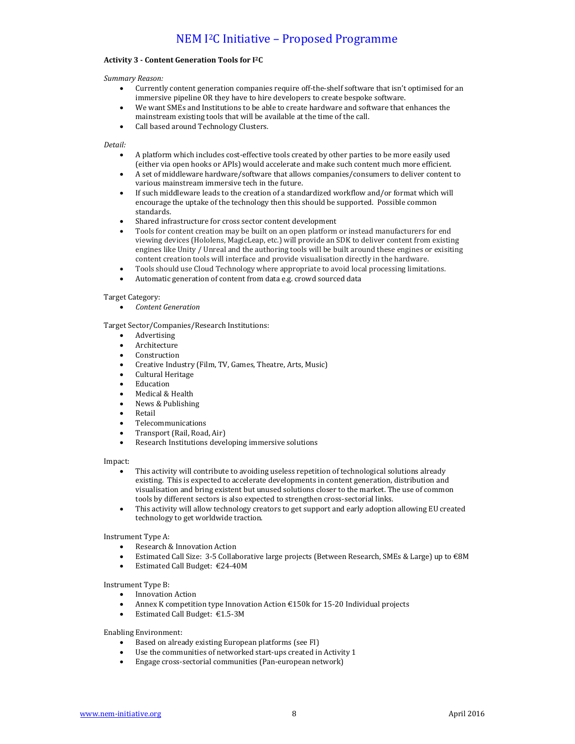**Activity 3 - Content Generation Tools for I²C**

*Summary Reason:*

- Currently content generation companies require off-the-shelf software that isn't optimised for an immersive pipeline OR they have to hire developers to create bespoke software.
- We want SMEs and Institutions to be able to create hardware and software that enhances the mainstream existing tools that will be available at the time of the call.
- Call based around Technology Clusters.

*Detail:*

- A platform which includes cost-effective tools created by other parties to be more easily used (either via open hooks or APIs) would accelerate and make such content much more efficient.
- A set of middleware hardware/software that allows companies/consumers to deliver content to various mainstream immersive tech in the future.
- If such middleware leads to the creation of a standardized workflow and/or format which will encourage the uptake of the technology then this should be supported. Possible common standards.
- Shared infrastructure for cross sector content development
- Tools for content creation may be built on an open platform or instead manufacturers for end viewing devices (Hololens, MagicLeap, etc.) will provide an SDK to deliver content from existing engines like Unity / Unreal and the authoring tools will be built around these engines or exisiting content creation tools will interface and provide visualisation directly in the hardware.
- Tools should use Cloud Technology where appropriate to avoid local processing limitations.
- Automatic generation of content from data e.g. crowd sourced data

Target Category:

- *Content Generation*

Target Sector/Companies/Research Institutions:

- Advertising
- Architecture
- Construction
- Creative Industry (Film, TV, Games, Theatre, Arts, Music)
- Cultural Heritage
- Education
- Medical & Health
- News & Publishing
- Retail
- Telecommunications
- Transport (Rail, Road, Air)
- Research Institutions developing immersive solutions

Impact:

- This activity will contribute to avoiding useless repetition of technological solutions already existing. This is expected to accelerate developments in content generation, distribution and visualisation and bring existent but unused solutions closer to the market. The use of common tools by different sectors is also expected to strengthen cross-sectorial links.
- This activity will allow technology creators to get support and early adoption allowing EU created technology to get worldwide traction.

Instrument Type A:

- Research & Innovation Action
- Estimated Call Size: 3-5 Collaborative large projects (Between Research, SMEs & Large) up to €8M
- Estimated Call Budget: €24-40M

Instrument Type B:

- Innovation Action
- Annex K competition type Innovation Action €150k for 15-20 Individual projects
- Estimated Call Budget: €1.5-3M

Enabling Environment:

- Based on already existing European platforms (see FI)
- Use the communities of networked start-ups created in Activity 1
- Engage cross-sectorial communities (Pan-european network)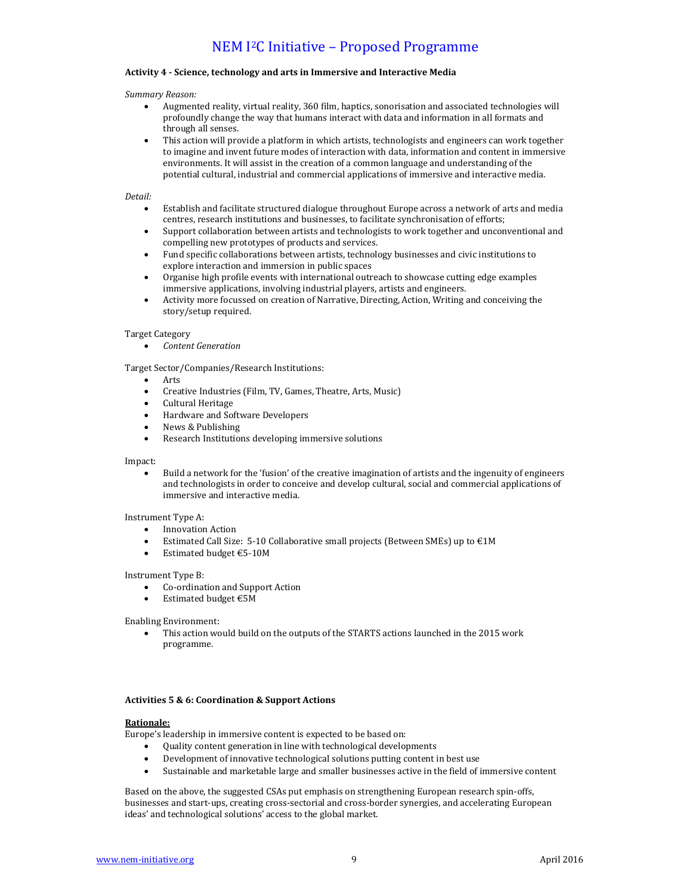**Activity 4 - Science, technology and arts in Immersive and Interactive Media**

*Summary Reason:*

- Augmented reality, virtual reality, 360 film, haptics, sonorisation and associated technologies will profoundly change the way that humans interact with data and information in all formats and through all senses.
- This action will provide a platform in which artists, technologists and engineers can work together to imagine and invent future modes of interaction with data, information and content in immersive environments. It will assist in the creation of a common language and understanding of the potential cultural, industrial and commercial applications of immersive and interactive media.

*Detail:*

- Establish and facilitate structured dialogue throughout Europe across a network of arts and media centres, research institutions and businesses, to facilitate synchronisation of efforts;
- Support collaboration between artists and technologists to work together and unconventional and compelling new prototypes of products and services.
- Fund specific collaborations between artists, technology businesses and civic institutions to explore interaction and immersion in public spaces
- Organise high profile events with international outreach to showcase cutting edge examples immersive applications, involving industrial players, artists and engineers.
- Activity more focussed on creation of Narrative, Directing, Action, Writing and conceiving the story/setup required.

Target Category

- *Content Generation*

Target Sector/Companies/Research Institutions:

- Arts
- Creative Industries (Film, TV, Games, Theatre, Arts, Music)
- Cultural Heritage
- Hardware and Software Developers
- News & Publishing
- Research Institutions developing immersive solutions

Impact:

- Build a network for the 'fusion' of the creative imagination of artists and the ingenuity of engineers and technologists in order to conceive and develop cultural, social and commercial applications of immersive and interactive media.

Instrument Type A:

- Innovation Action
- Estimated Call Size: 5-10 Collaborative small projects (Between SMEs) up to €1M
- Estimated budget €5-10M

Instrument Type B:

- Co-ordination and Support Action
- Estimated budget €5M

Enabling Environment:

- This action would build on the outputs of the STARTS actions launched in the 2015 work programme.

**Activities 5 & 6: Coordination & Support Actions**

**Rationale:**

Europe's leadership in immersive content is expected to be based on:

- Quality content generation in line with technological developments
- Development of innovative technological solutions putting content in best use
- Sustainable and marketable large and smaller businesses active in the field of immersive content

Based on the above, the suggested CSAs put emphasis on strengthening European research spin-offs, businesses and start-ups, creating cross-sectorial and cross-border synergies, and accelerating European ideas' and technological solutions' access to the global market.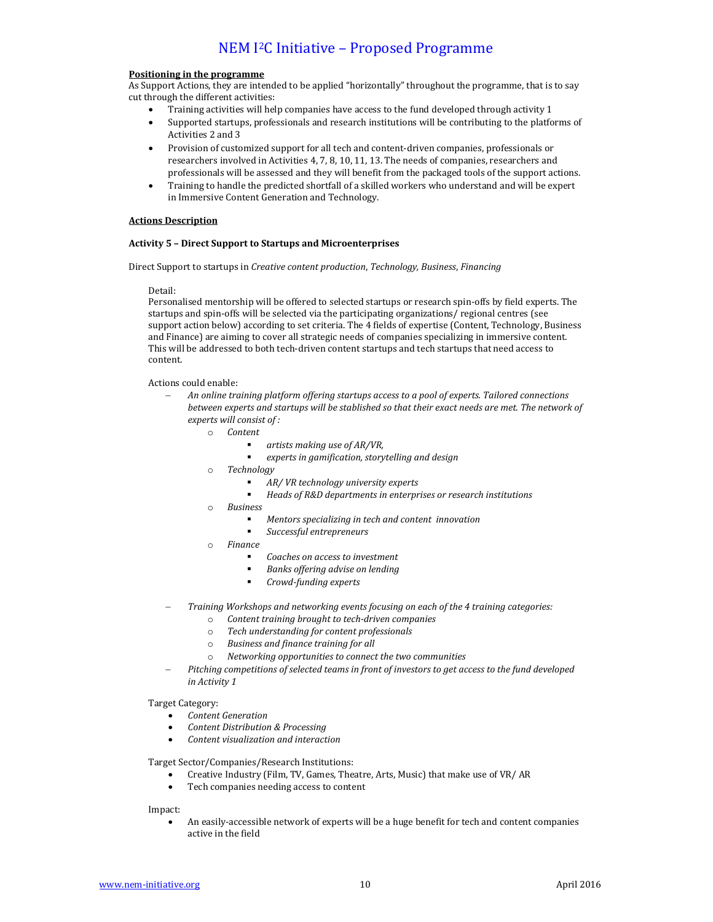**Positioning in the programme**

As Support Actions, they are intended to be applied "horizontally" throughout the programme, that is to say cut through the different activities:

- Training activities will help companies have access to the fund developed through activity 1
- Supported startups, professionals and research institutions will be contributing to the platforms of Activities 2 and 3
- Provision of customized support for all tech and content-driven companies, professionals or researchers involved in Activities 4, 7, 8, 10, 11, 13. The needs of companies, researchers and professionals will be assessed and they will benefit from the packaged tools of the support actions.
- Training to handle the predicted shortfall of a skilled workers who understand and will be expert in Immersive Content Generation and Technology.

**Actions Description**

**Activity 5 – Direct Support to Startups and Microenterprises**

Direct Support to startups in *Creative content production*, *Technology, Business*, *Financing*

Detail:

Personalised mentorship will be offered to selected startups or research spin-offs by field experts. The startups and spin-offs will be selected via the participating organizations/ regional centres (see support action below) according to set criteria. The 4 fields of expertise (Content, Technology, Business and Finance) are aiming to cover all strategic needs of companies specializing in immersive content. This will be addressed to both tech-driven content startups and tech startups that need access to content.

Actions could enable:

- *An online training platform offering startups access to a pool of experts. Tailored connections between experts and startups will be stablished so that their exact needs are met. The network of experts will consist of :*
  - *Content*
    - *artists making use of AR/VR,*
    - *experts in gamification, storytelling and design*
  - *Technology*
    - *AR/ VR technology university experts*
    - *Heads of R&D departments in enterprises or research institutions*
  - *Business*
    - *Mentors specializing in tech and content innovation*
    - *Successful entrepreneurs*
  - *Finance*
    - *Coaches on access to investment*
    - *Banks offering advise on lending*
    - *Crowd-funding experts*
- *Training Workshops and networking events focusing on each of the 4 training categories:*
  - *Content training brought to tech-driven companies*
  - *Tech understanding for content professionals*
  - *Business and finance training for all*
  - *Networking opportunities to connect the two communities*
- *Pitching competitions of selected teams in front of investors to get access to the fund developed in Activity 1*

Target Category:

- *Content Generation*
- *Content Distribution & Processing*
- *Content visualization and interaction*

Target Sector/Companies/Research Institutions:

- Creative Industry (Film, TV, Games, Theatre, Arts, Music) that make use of VR/ AR
- Tech companies needing access to content

Impact:

- An easily-accessible network of experts will be a huge benefit for tech and content companies active in the field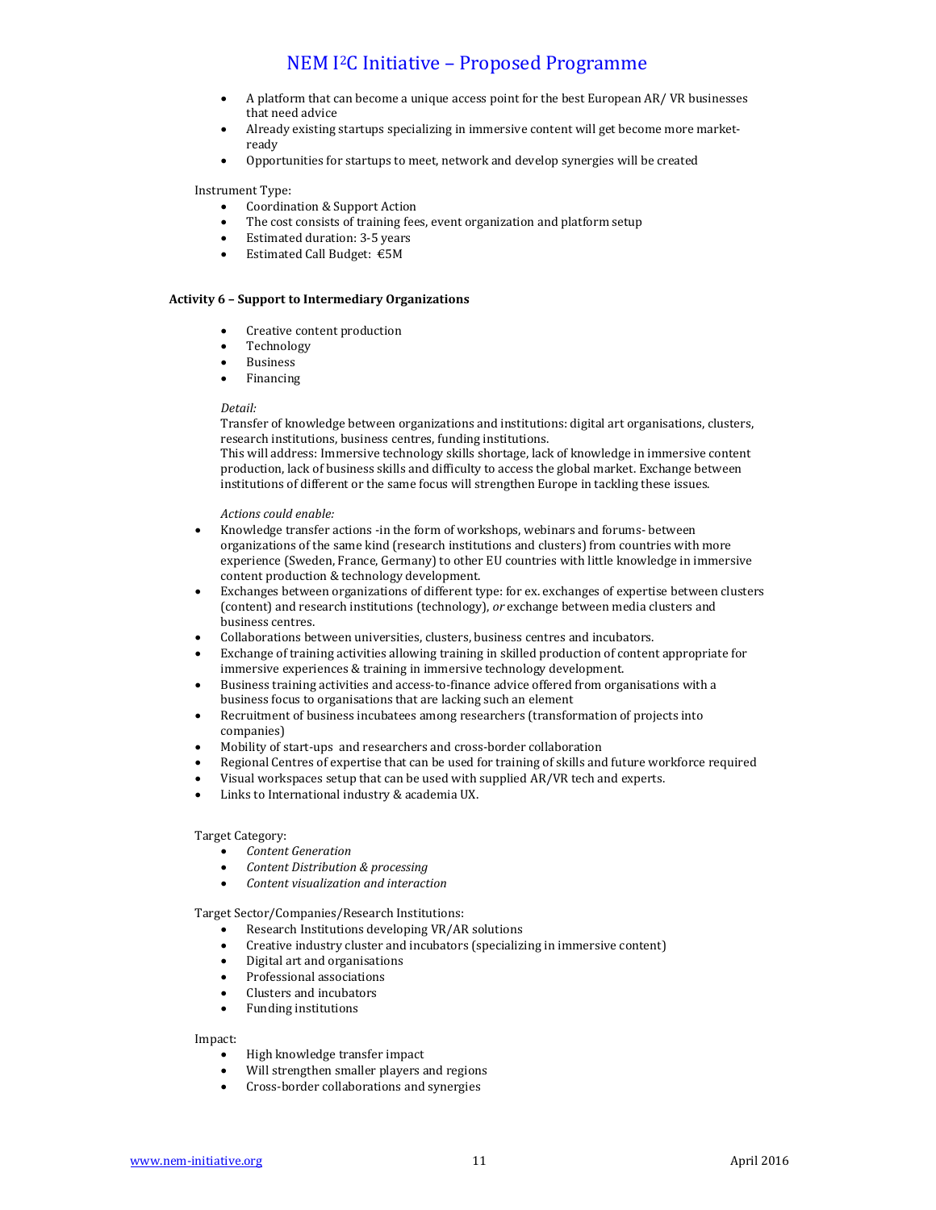- A platform that can become a unique access point for the best European AR/ VR businesses that need advice
- Already existing startups specializing in immersive content will get become more market-ready
- Opportunities for startups to meet, network and develop synergies will be created

Instrument Type:

- Coordination & Support Action
- The cost consists of training fees, event organization and platform setup
- Estimated duration: 3-5 years
- Estimated Call Budget: €5M

**Activity 6 – Support to Intermediary Organizations**

- Creative content production
- Technology
- Business
- Financing

*Detail:*

Transfer of knowledge between organizations and institutions: digital art organisations, clusters, research institutions, business centres, funding institutions.

This will address: Immersive technology skills shortage, lack of knowledge in immersive content production, lack of business skills and difficulty to access the global market. Exchange between institutions of different or the same focus will strengthen Europe in tackling these issues.

*Actions could enable:*

- Knowledge transfer actions -in the form of workshops, webinars and forums- between organizations of the same kind (research institutions and clusters) from countries with more experience (Sweden, France, Germany) to other EU countries with little knowledge in immersive content production & technology development.
- Exchanges between organizations of different type: for ex. exchanges of expertise between clusters (content) and research institutions (technology), *or* exchange between media clusters and business centres.
- Collaborations between universities, clusters, business centres and incubators.
- Exchange of training activities allowing training in skilled production of content appropriate for immersive experiences & training in immersive technology development.
- Business training activities and access-to-finance advice offered from organisations with a business focus to organisations that are lacking such an element
- Recruitment of business incubatees among researchers (transformation of projects into companies)
- Mobility of start-ups and researchers and cross-border collaboration
- Regional Centres of expertise that can be used for training of skills and future workforce required
- Visual workspaces setup that can be used with supplied AR/VR tech and experts.
- Links to International industry & academia UX.

Target Category:

- *Content Generation*
- *Content Distribution & processing*
- *Content visualization and interaction*

Target Sector/Companies/Research Institutions:

- Research Institutions developing VR/AR solutions
- Creative industry cluster and incubators (specializing in immersive content)
- Digital art and organisations
- Professional associations
- Clusters and incubators
- Funding institutions

Impact:

- High knowledge transfer impact
- Will strengthen smaller players and regions
- Cross-border collaborations and synergies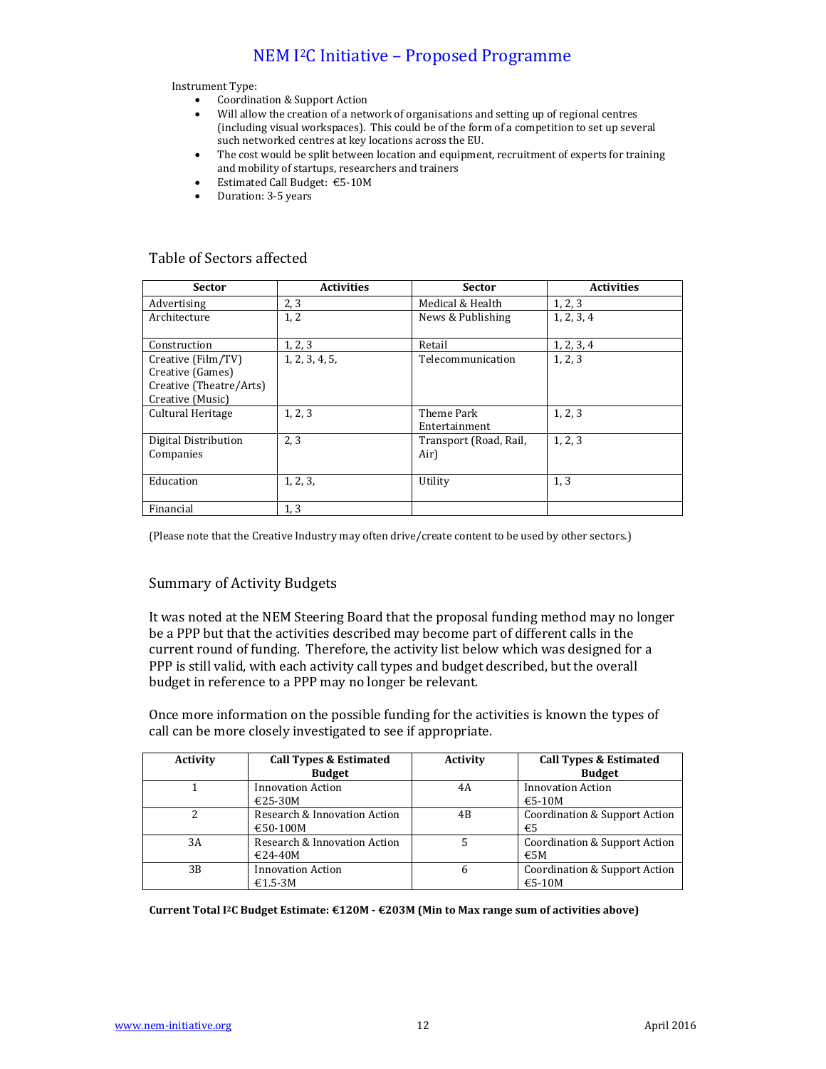Instrument Type:

- Coordination & Support Action
- Will allow the creation of a network of organisations and setting up of regional centres (including visual workspaces). This could be of the form of a competition to set up several such networked centres at key locations across the EU.
- The cost would be split between location and equipment, recruitment of experts for training and mobility of startups, researchers and trainers
- Estimated Call Budget: €5-10M
- Duration: 3-5 years

## Table of Sectors affected

| Sector | Activities | Sector | Activities |
|---|---|---|---|
| Advertising | 2, 3 | Medical & Health | 1, 2, 3 |
| Architecture | 1, 2 | News & Publishing | 1, 2, 3, 4 |
| Construction | 1, 2, 3 | Retail | 1, 2, 3, 4 |
| Creative (Film/TV) Creative (Games) Creative (Theatre/Arts) Creative (Music) | 1, 2, 3, 4, 5, | Telecommunication | 1, 2, 3 |
| Cultural Heritage | 1, 2, 3 | Theme Park Entertainment | 1, 2, 3 |
| Digital Distribution Companies | 2, 3 | Transport (Road, Rail, Air) | 1, 2, 3 |
| Education | 1, 2, 3, | Utility | 1, 3 |
| Financial | 1, 3 | | |

(Please note that the Creative Industry may often drive/create content to be used by other sectors.)

## Summary of Activity Budgets

It was noted at the NEM Steering Board that the proposal funding method may no longer be a PPP but that the activities described may become part of different calls in the current round of funding. Therefore, the activity list below which was designed for a PPP is still valid, with each activity call types and budget described, but the overall budget in reference to a PPP may no longer be relevant.

Once more information on the possible funding for the activities is known the types of call can be more closely investigated to see if appropriate.

| Activity | Call Types & Estimated Budget | Activity | Call Types & Estimated Budget |
|---|---|---|---|
| 1 | Innovation Action €25-30M | 4A | Innovation Action €5-10M |
| 2 | Research & Innovation Action €50-100M | 4B | Coordination & Support Action €5 |
| 3A | Research & Innovation Action €24-40M | 5 | Coordination & Support Action €5M |
| 3B | Innovation Action €1.5-3M | 6 | Coordination & Support Action €5-10M |

**Current Total I²C Budget Estimate: €120M - €203M (Min to Max range sum of activities above)**